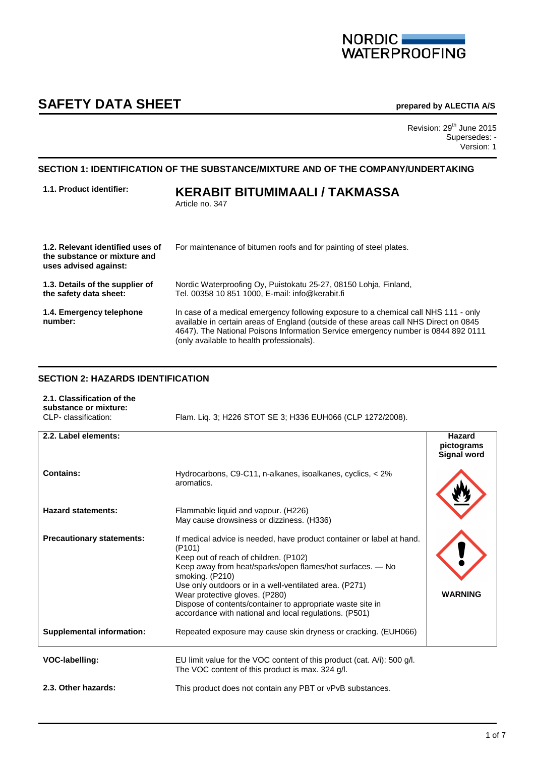NORDIC WATERPROOFING

# SAFETY DATA SHEET

**prepared by ALECTIA A/S**

Revision: 29th June 2015
Supersedes: -
Version: 1

## SECTION 1: IDENTIFICATION OF THE SUBSTANCE/MIXTURE AND OF THE COMPANY/UNDERTAKING

**1.1. Product identifier:**

**KERABIT BITUMIMAALI / TAKMASSA**
Article no. 347

**1.2. Relevant identified uses of the substance or mixture and uses advised against:** For maintenance of bitumen roofs and for painting of steel plates.

**1.3. Details of the supplier of the safety data sheet:** Nordic Waterproofing Oy, Puistokatu 25-27, 08150 Lohja, Finland, Tel. 00358 10 851 1000, E-mail: info@kerabit.fi

**1.4. Emergency telephone number:** In case of a medical emergency following exposure to a chemical call NHS 111 - only available in certain areas of England (outside of these areas call NHS Direct on 0845 4647). The National Poisons Information Service emergency number is 0844 892 0111 (only available to health professionals).

## SECTION 2: HAZARDS IDENTIFICATION

**2.1. Classification of the substance or mixture:**
CLP- classification: Flam. Liq. 3; H226 STOT SE 3; H336 EUH066 (CLP 1272/2008).

| **2.2. Label elements:** | | **Hazard pictograms Signal word** |
|---|---|---|
| **Contains:** | Hydrocarbons, C9-C11, n-alkanes, isoalkanes, cyclics, < 2% aromatics. | |
| **Hazard statements:** | Flammable liquid and vapour. (H226)<br>May cause drowsiness or dizziness. (H336) | |
| **Precautionary statements:** | If medical advice is needed, have product container or label at hand. (P101)<br>Keep out of reach of children. (P102)<br>Keep away from heat/sparks/open flames/hot surfaces. — No smoking. (P210)<br>Use only outdoors or in a well-ventilated area. (P271)<br>Wear protective gloves. (P280)<br>Dispose of contents/container to appropriate waste site in accordance with national and local regulations. (P501) | **WARNING** |
| **Supplemental information:** | Repeated exposure may cause skin dryness or cracking. (EUH066) | |

**VOC-labelling:** EU limit value for the VOC content of this product (cat. A/i): 500 g/l. The VOC content of this product is max. 324 g/l.

**2.3. Other hazards:** This product does not contain any PBT or vPvB substances.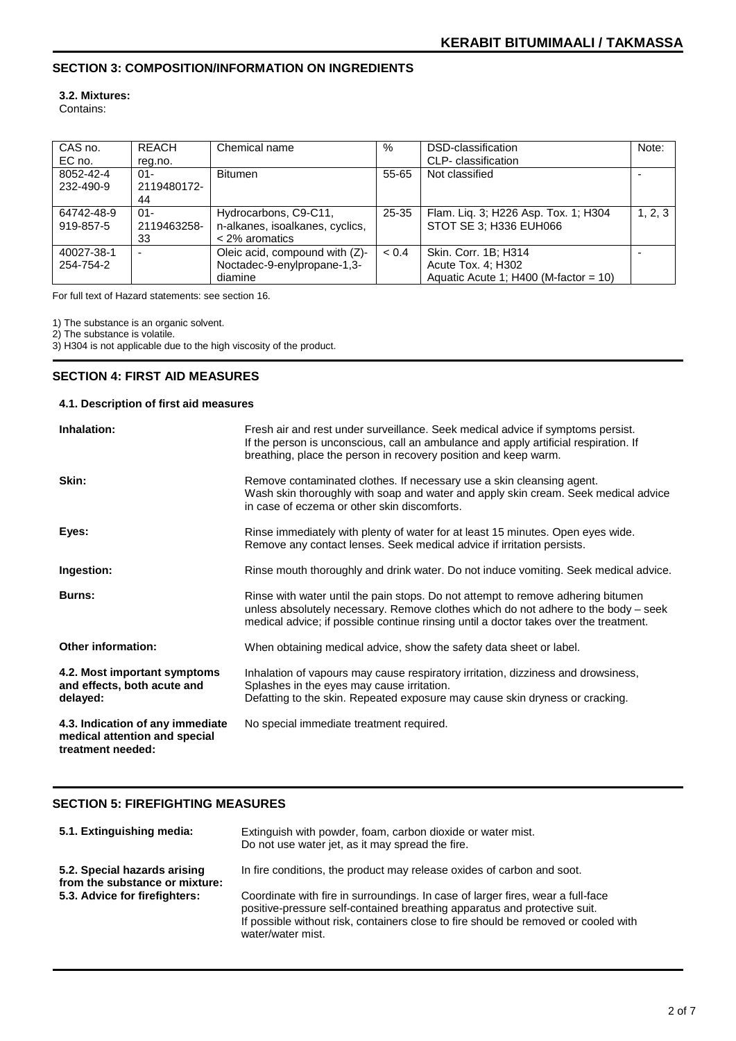## SECTION 3: COMPOSITION/INFORMATION ON INGREDIENTS

**3.2. Mixtures:**
Contains:

| CAS no. EC no. | REACH reg.no. | Chemical name | % | DSD-classification CLP- classification | Note: |
|---|---|---|---|---|---|
| 8052-42-4 232-490-9 | 01-2119480172-44 | Bitumen | 55-65 | Not classified | - |
| 64742-48-9 919-857-5 | 01-2119463258-33 | Hydrocarbons, C9-C11, n-alkanes, isoalkanes, cyclics, < 2% aromatics | 25-35 | Flam. Liq. 3; H226 Asp. Tox. 1; H304 STOT SE 3; H336 EUH066 | 1, 2, 3 |
| 40027-38-1 254-754-2 | - | Oleic acid, compound with (Z)-Noctadec-9-enylpropane-1,3-diamine | < 0.4 | Skin. Corr. 1B; H314 Acute Tox. 4; H302 Aquatic Acute 1; H400 (M-factor = 10) | - |

For full text of Hazard statements: see section 16.

1) The substance is an organic solvent.
2) The substance is volatile.
3) H304 is not applicable due to the high viscosity of the product.

## SECTION 4: FIRST AID MEASURES

**4.1. Description of first aid measures**

**Inhalation:** Fresh air and rest under surveillance. Seek medical advice if symptoms persist. If the person is unconscious, call an ambulance and apply artificial respiration. If breathing, place the person in recovery position and keep warm.

**Skin:** Remove contaminated clothes. If necessary use a skin cleansing agent. Wash skin thoroughly with soap and water and apply skin cream. Seek medical advice in case of eczema or other skin discomforts.

**Eyes:** Rinse immediately with plenty of water for at least 15 minutes. Open eyes wide. Remove any contact lenses. Seek medical advice if irritation persists.

**Ingestion:** Rinse mouth thoroughly and drink water. Do not induce vomiting. Seek medical advice.

**Burns:** Rinse with water until the pain stops. Do not attempt to remove adhering bitumen unless absolutely necessary. Remove clothes which do not adhere to the body – seek medical advice; if possible continue rinsing until a doctor takes over the treatment.

**Other information:** When obtaining medical advice, show the safety data sheet or label.

**4.2. Most important symptoms and effects, both acute and delayed:** Inhalation of vapours may cause respiratory irritation, dizziness and drowsiness, Splashes in the eyes may cause irritation. Defatting to the skin. Repeated exposure may cause skin dryness or cracking.

**4.3. Indication of any immediate medical attention and special treatment needed:** No special immediate treatment required.

## SECTION 5: FIREFIGHTING MEASURES

**5.1. Extinguishing media:** Extinguish with powder, foam, carbon dioxide or water mist. Do not use water jet, as it may spread the fire.

**5.2. Special hazards arising from the substance or mixture:** In fire conditions, the product may release oxides of carbon and soot.

**5.3. Advice for firefighters:** Coordinate with fire in surroundings. In case of larger fires, wear a full-face positive-pressure self-contained breathing apparatus and protective suit. If possible without risk, containers close to fire should be removed or cooled with water/water mist.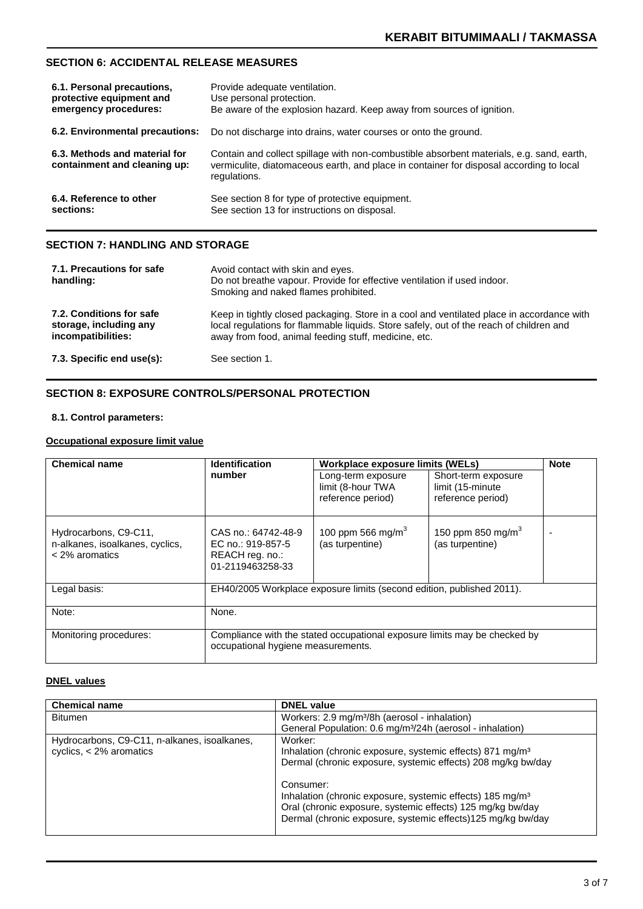## SECTION 6: ACCIDENTAL RELEASE MEASURES

| | |
|---|---|
| **6.1. Personal precautions, protective equipment and emergency procedures:** | Provide adequate ventilation.<br>Use personal protection.<br>Be aware of the explosion hazard. Keep away from sources of ignition. |
| **6.2. Environmental precautions:** | Do not discharge into drains, water courses or onto the ground. |
| **6.3. Methods and material for containment and cleaning up:** | Contain and collect spillage with non-combustible absorbent materials, e.g. sand, earth, vermiculite, diatomaceous earth, and place in container for disposal according to local regulations. |
| **6.4. Reference to other sections:** | See section 8 for type of protective equipment.<br>See section 13 for instructions on disposal. |

## SECTION 7: HANDLING AND STORAGE

| | |
|---|---|
| **7.1. Precautions for safe handling:** | Avoid contact with skin and eyes.<br>Do not breathe vapour. Provide for effective ventilation if used indoor.<br>Smoking and naked flames prohibited. |
| **7.2. Conditions for safe storage, including any incompatibilities:** | Keep in tightly closed packaging. Store in a cool and ventilated place in accordance with local regulations for flammable liquids. Store safely, out of the reach of children and away from food, animal feeding stuff, medicine, etc. |
| **7.3. Specific end use(s):** | See section 1. |

## SECTION 8: EXPOSURE CONTROLS/PERSONAL PROTECTION

**8.1. Control parameters:**

**Occupational exposure limit value**

| Chemical name | Identification number | Workplace exposure limits (WELs) | | Note |
|---|---|---|---|---|
| | | Long-term exposure limit (8-hour TWA reference period) | Short-term exposure limit (15-minute reference period) | |
| Hydrocarbons, C9-C11, n-alkanes, isoalkanes, cyclics, < 2% aromatics | CAS no.: 64742-48-9<br>EC no.: 919-857-5<br>REACH reg. no.: 01-2119463258-33 | 100 ppm 566 mg/m$^3$ (as turpentine) | 150 ppm 850 mg/m$^3$ (as turpentine) | - |
| Legal basis: | EH40/2005 Workplace exposure limits (second edition, published 2011). | | | |
| Note: | None. | | | |
| Monitoring procedures: | Compliance with the stated occupational exposure limits may be checked by occupational hygiene measurements. | | | |

**DNEL values**

| Chemical name | DNEL value |
|---|---|
| Bitumen | Workers: 2.9 mg/m³/8h (aerosol - inhalation)<br>General Population: 0.6 mg/m³/24h (aerosol - inhalation) |
| Hydrocarbons, C9-C11, n-alkanes, isoalkanes, cyclics, < 2% aromatics | Worker:<br>Inhalation (chronic exposure, systemic effects) 871 mg/m³<br>Dermal (chronic exposure, systemic effects) 208 mg/kg bw/day<br><br>Consumer:<br>Inhalation (chronic exposure, systemic effects) 185 mg/m³<br>Oral (chronic exposure, systemic effects) 125 mg/kg bw/day<br>Dermal (chronic exposure, systemic effects)125 mg/kg bw/day |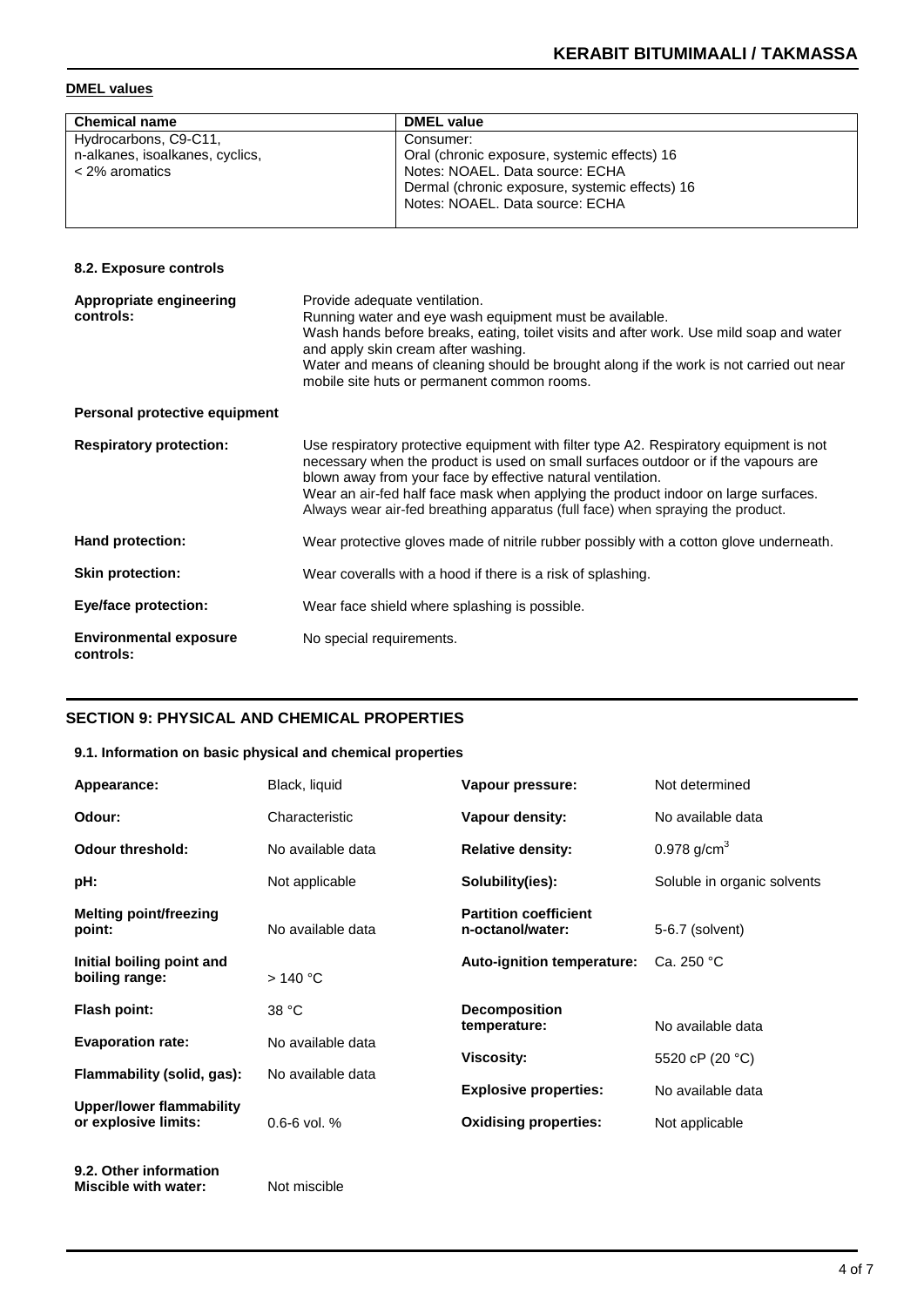**DMEL values**

| Chemical name | DMEL value |
|---|---|
| Hydrocarbons, C9-C11, n-alkanes, isoalkanes, cyclics, < 2% aromatics | Consumer:<br>Oral (chronic exposure, systemic effects) 16<br>Notes: NOAEL. Data source: ECHA<br>Dermal (chronic exposure, systemic effects) 16<br>Notes: NOAEL. Data source: ECHA |

### 8.2. Exposure controls

**Appropriate engineering controls:** Provide adequate ventilation.
Running water and eye wash equipment must be available.
Wash hands before breaks, eating, toilet visits and after work. Use mild soap and water and apply skin cream after washing.
Water and means of cleaning should be brought along if the work is not carried out near mobile site huts or permanent common rooms.

**Personal protective equipment**

**Respiratory protection:** Use respiratory protective equipment with filter type A2. Respiratory equipment is not necessary when the product is used on small surfaces outdoor or if the vapours are blown away from your face by effective natural ventilation.
Wear an air-fed half face mask when applying the product indoor on large surfaces.
Always wear air-fed breathing apparatus (full face) when spraying the product.

**Hand protection:** Wear protective gloves made of nitrile rubber possibly with a cotton glove underneath.

**Skin protection:** Wear coveralls with a hood if there is a risk of splashing.

**Eye/face protection:** Wear face shield where splashing is possible.

**Environmental exposure controls:** No special requirements.

## SECTION 9: PHYSICAL AND CHEMICAL PROPERTIES

### 9.1. Information on basic physical and chemical properties

| Property | Value |
|---|---|
| **Appearance:** | Black, liquid |
| **Odour:** | Characteristic |
| **Odour threshold:** | No available data |
| **pH:** | Not applicable |
| **Melting point/freezing point:** | No available data |
| **Initial boiling point and boiling range:** | > 140 °C |
| **Flash point:** | 38 °C |
| **Evaporation rate:** | No available data |
| **Flammability (solid, gas):** | No available data |
| **Upper/lower flammability or explosive limits:** | 0.6-6 vol. % |
| **Vapour pressure:** | Not determined |
| **Vapour density:** | No available data |
| **Relative density:** | 0.978 g/cm$^3$ |
| **Solubility(ies):** | Soluble in organic solvents |
| **Partition coefficient n-octanol/water:** | 5-6.7 (solvent) |
| **Auto-ignition temperature:** | Ca. 250 °C |
| **Decomposition temperature:** | No available data |
| **Viscosity:** | 5520 cP (20 °C) |
| **Explosive properties:** | No available data |
| **Oxidising properties:** | Not applicable |

### 9.2. Other information

**Miscible with water:** Not miscible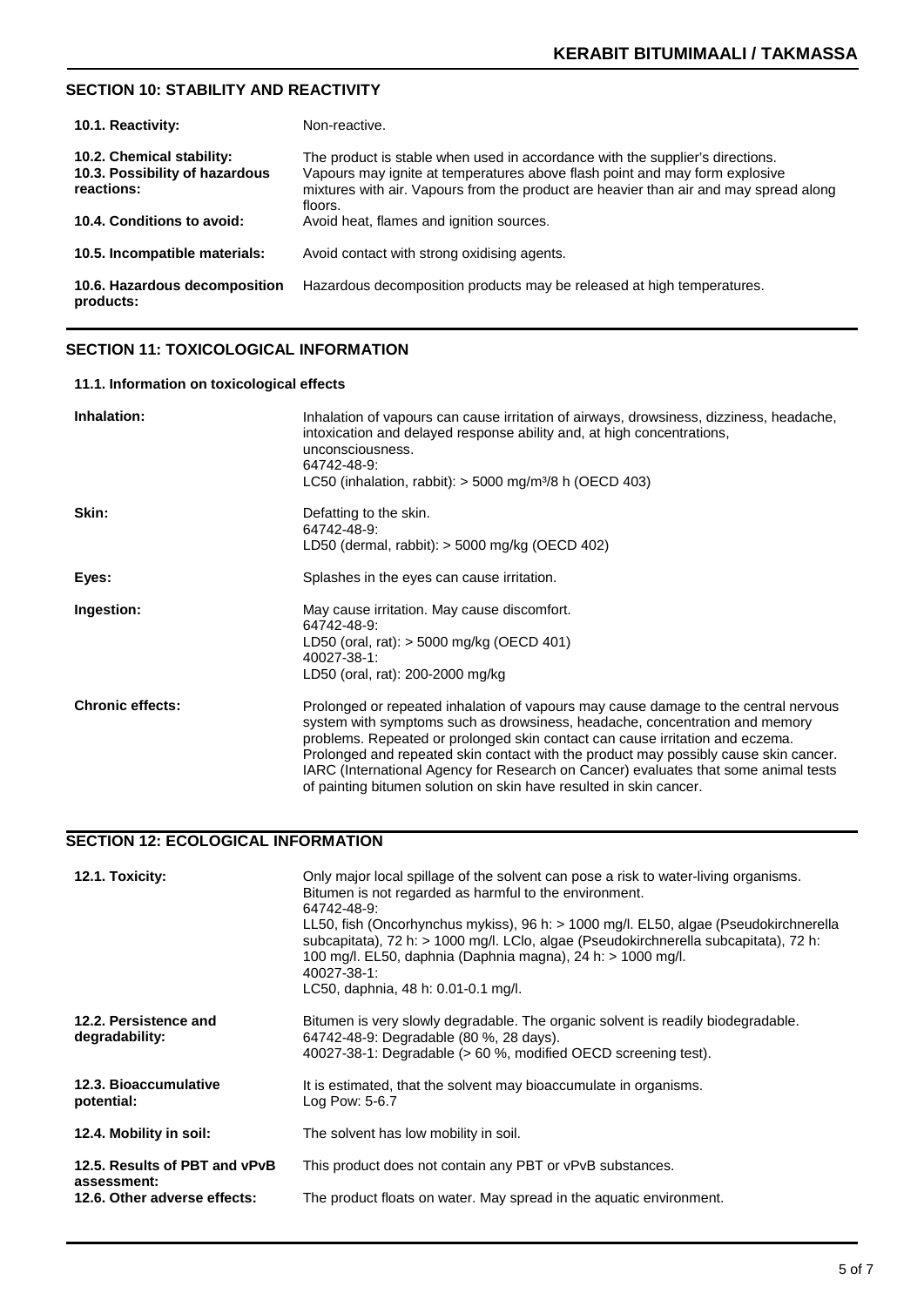## SECTION 10: STABILITY AND REACTIVITY

| | |
|---|---|
| **10.1. Reactivity:** | Non-reactive. |
| **10.2. Chemical stability:** | The product is stable when used in accordance with the supplier's directions. |
| **10.3. Possibility of hazardous reactions:** | Vapours may ignite at temperatures above flash point and may form explosive mixtures with air. Vapours from the product are heavier than air and may spread along floors. |
| **10.4. Conditions to avoid:** | Avoid heat, flames and ignition sources. |
| **10.5. Incompatible materials:** | Avoid contact with strong oxidising agents. |
| **10.6. Hazardous decomposition products:** | Hazardous decomposition products may be released at high temperatures. |

## SECTION 11: TOXICOLOGICAL INFORMATION

### 11.1. Information on toxicological effects

| | |
|---|---|
| **Inhalation:** | Inhalation of vapours can cause irritation of airways, drowsiness, dizziness, headache, intoxication and delayed response ability and, at high concentrations, unconsciousness.<br>64742-48-9:<br>LC50 (inhalation, rabbit): > 5000 mg/m³/8 h (OECD 403) |
| **Skin:** | Defatting to the skin.<br>64742-48-9:<br>LD50 (dermal, rabbit): > 5000 mg/kg (OECD 402) |
| **Eyes:** | Splashes in the eyes can cause irritation. |
| **Ingestion:** | May cause irritation. May cause discomfort.<br>64742-48-9:<br>LD50 (oral, rat): > 5000 mg/kg (OECD 401)<br>40027-38-1:<br>LD50 (oral, rat): 200-2000 mg/kg |
| **Chronic effects:** | Prolonged or repeated inhalation of vapours may cause damage to the central nervous system with symptoms such as drowsiness, headache, concentration and memory problems. Repeated or prolonged skin contact can cause irritation and eczema. Prolonged and repeated skin contact with the product may possibly cause skin cancer. IARC (International Agency for Research on Cancer) evaluates that some animal tests of painting bitumen solution on skin have resulted in skin cancer. |

## SECTION 12: ECOLOGICAL INFORMATION

| | |
|---|---|
| **12.1. Toxicity:** | Only major local spillage of the solvent can pose a risk to water-living organisms. Bitumen is not regarded as harmful to the environment.<br>64742-48-9:<br>LL50, fish (Oncorhynchus mykiss), 96 h: > 1000 mg/l. EL50, algae (Pseudokirchnerella subcapitata), 72 h: > 1000 mg/l. LClo, algae (Pseudokirchnerella subcapitata), 72 h: 100 mg/l. EL50, daphnia (Daphnia magna), 24 h: > 1000 mg/l.<br>40027-38-1:<br>LC50, daphnia, 48 h: 0.01-0.1 mg/l. |
| **12.2. Persistence and degradability:** | Bitumen is very slowly degradable. The organic solvent is readily biodegradable.<br>64742-48-9: Degradable (80 %, 28 days).<br>40027-38-1: Degradable (> 60 %, modified OECD screening test). |
| **12.3. Bioaccumulative potential:** | It is estimated, that the solvent may bioaccumulate in organisms.<br>Log Pow: 5-6.7 |
| **12.4. Mobility in soil:** | The solvent has low mobility in soil. |
| **12.5. Results of PBT and vPvB assessment:** | This product does not contain any PBT or vPvB substances. |
| **12.6. Other adverse effects:** | The product floats on water. May spread in the aquatic environment. |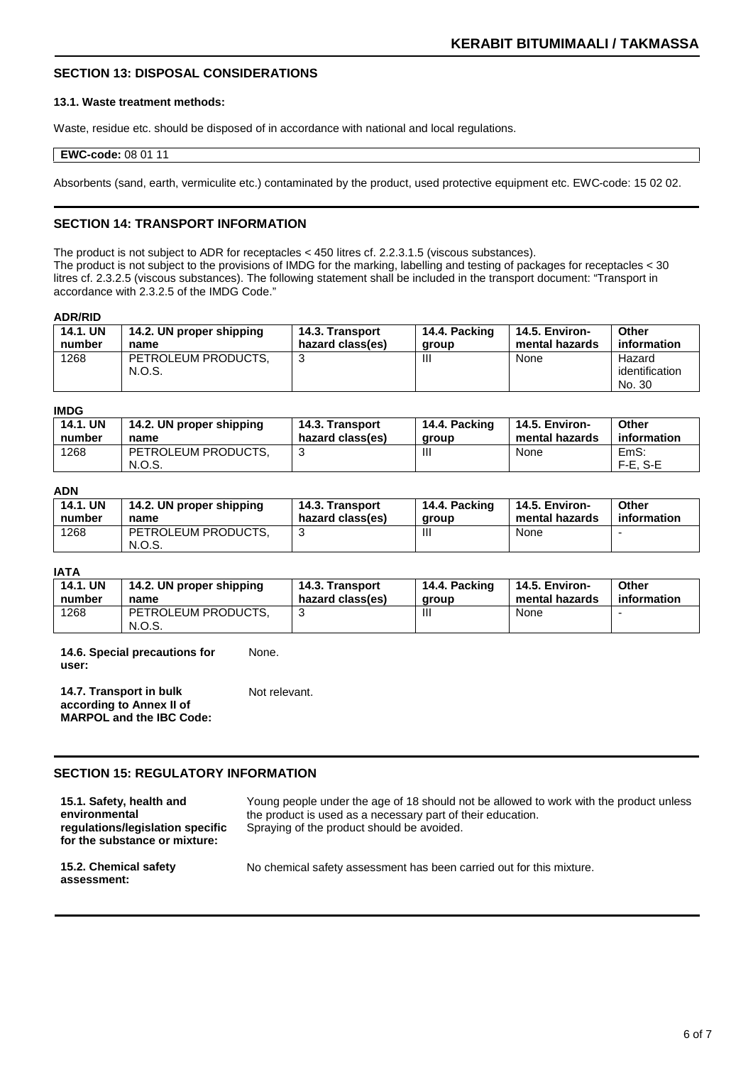## SECTION 13: DISPOSAL CONSIDERATIONS

### 13.1. Waste treatment methods:

Waste, residue etc. should be disposed of in accordance with national and local regulations.

**EWC-code:** 08 01 11

Absorbents (sand, earth, vermiculite etc.) contaminated by the product, used protective equipment etc. EWC-code: 15 02 02.

## SECTION 14: TRANSPORT INFORMATION

The product is not subject to ADR for receptacles < 450 litres cf. 2.2.3.1.5 (viscous substances).
The product is not subject to the provisions of IMDG for the marking, labelling and testing of packages for receptacles < 30 litres cf. 2.3.2.5 (viscous substances). The following statement shall be included in the transport document: "Transport in accordance with 2.3.2.5 of the IMDG Code."

**ADR/RID**

| 14.1. UN number | 14.2. UN proper shipping name | 14.3. Transport hazard class(es) | 14.4. Packing group | 14.5. Environ-mental hazards | Other information |
|---|---|---|---|---|---|
| 1268 | PETROLEUM PRODUCTS, N.O.S. | 3 | III | None | Hazard identification No. 30 |

**IMDG**

| 14.1. UN number | 14.2. UN proper shipping name | 14.3. Transport hazard class(es) | 14.4. Packing group | 14.5. Environ-mental hazards | Other information |
|---|---|---|---|---|---|
| 1268 | PETROLEUM PRODUCTS, N.O.S. | 3 | III | None | EmS: F-E, S-E |

**ADN**

| 14.1. UN number | 14.2. UN proper shipping name | 14.3. Transport hazard class(es) | 14.4. Packing group | 14.5. Environ-mental hazards | Other information |
|---|---|---|---|---|---|
| 1268 | PETROLEUM PRODUCTS, N.O.S. | 3 | III | None | - |

**IATA**

| 14.1. UN number | 14.2. UN proper shipping name | 14.3. Transport hazard class(es) | 14.4. Packing group | 14.5. Environ-mental hazards | Other information |
|---|---|---|---|---|---|
| 1268 | PETROLEUM PRODUCTS, N.O.S. | 3 | III | None | - |

**14.6. Special precautions for user:** None.

**14.7. Transport in bulk according to Annex II of MARPOL and the IBC Code:** Not relevant.

## SECTION 15: REGULATORY INFORMATION

**15.1. Safety, health and environmental regulations/legislation specific for the substance or mixture:** Young people under the age of 18 should not be allowed to work with the product unless the product is used as a necessary part of their education.
Spraying of the product should be avoided.

**15.2. Chemical safety assessment:** No chemical safety assessment has been carried out for this mixture.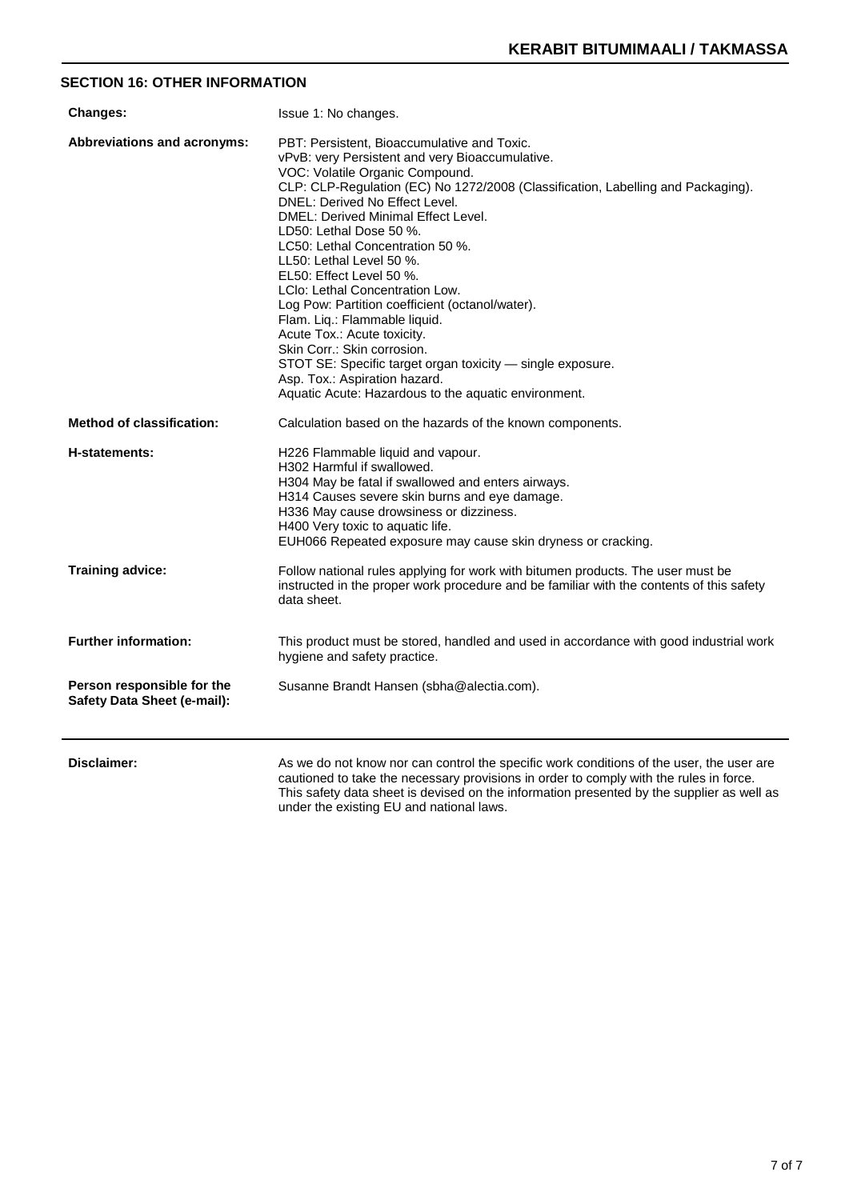## SECTION 16: OTHER INFORMATION

**Changes:** Issue 1: No changes.

**Abbreviations and acronyms:**

PBT: Persistent, Bioaccumulative and Toxic.
vPvB: very Persistent and very Bioaccumulative.
VOC: Volatile Organic Compound.
CLP: CLP-Regulation (EC) No 1272/2008 (Classification, Labelling and Packaging).
DNEL: Derived No Effect Level.
DMEL: Derived Minimal Effect Level.
LD50: Lethal Dose 50 %.
LC50: Lethal Concentration 50 %.
LL50: Lethal Level 50 %.
EL50: Effect Level 50 %.
LClo: Lethal Concentration Low.
Log Pow: Partition coefficient (octanol/water).
Flam. Liq.: Flammable liquid.
Acute Tox.: Acute toxicity.
Skin Corr.: Skin corrosion.
STOT SE: Specific target organ toxicity — single exposure.
Asp. Tox.: Aspiration hazard.
Aquatic Acute: Hazardous to the aquatic environment.

**Method of classification:** Calculation based on the hazards of the known components.

**H-statements:**

H226 Flammable liquid and vapour.
H302 Harmful if swallowed.
H304 May be fatal if swallowed and enters airways.
H314 Causes severe skin burns and eye damage.
H336 May cause drowsiness or dizziness.
H400 Very toxic to aquatic life.
EUH066 Repeated exposure may cause skin dryness or cracking.

**Training advice:** Follow national rules applying for work with bitumen products. The user must be instructed in the proper work procedure and be familiar with the contents of this safety data sheet.

**Further information:** This product must be stored, handled and used in accordance with good industrial work hygiene and safety practice.

**Person responsible for the Safety Data Sheet (e-mail):** Susanne Brandt Hansen (sbha@alectia.com).

---

**Disclaimer:** As we do not know nor can control the specific work conditions of the user, the user are cautioned to take the necessary provisions in order to comply with the rules in force. This safety data sheet is devised on the information presented by the supplier as well as under the existing EU and national laws.